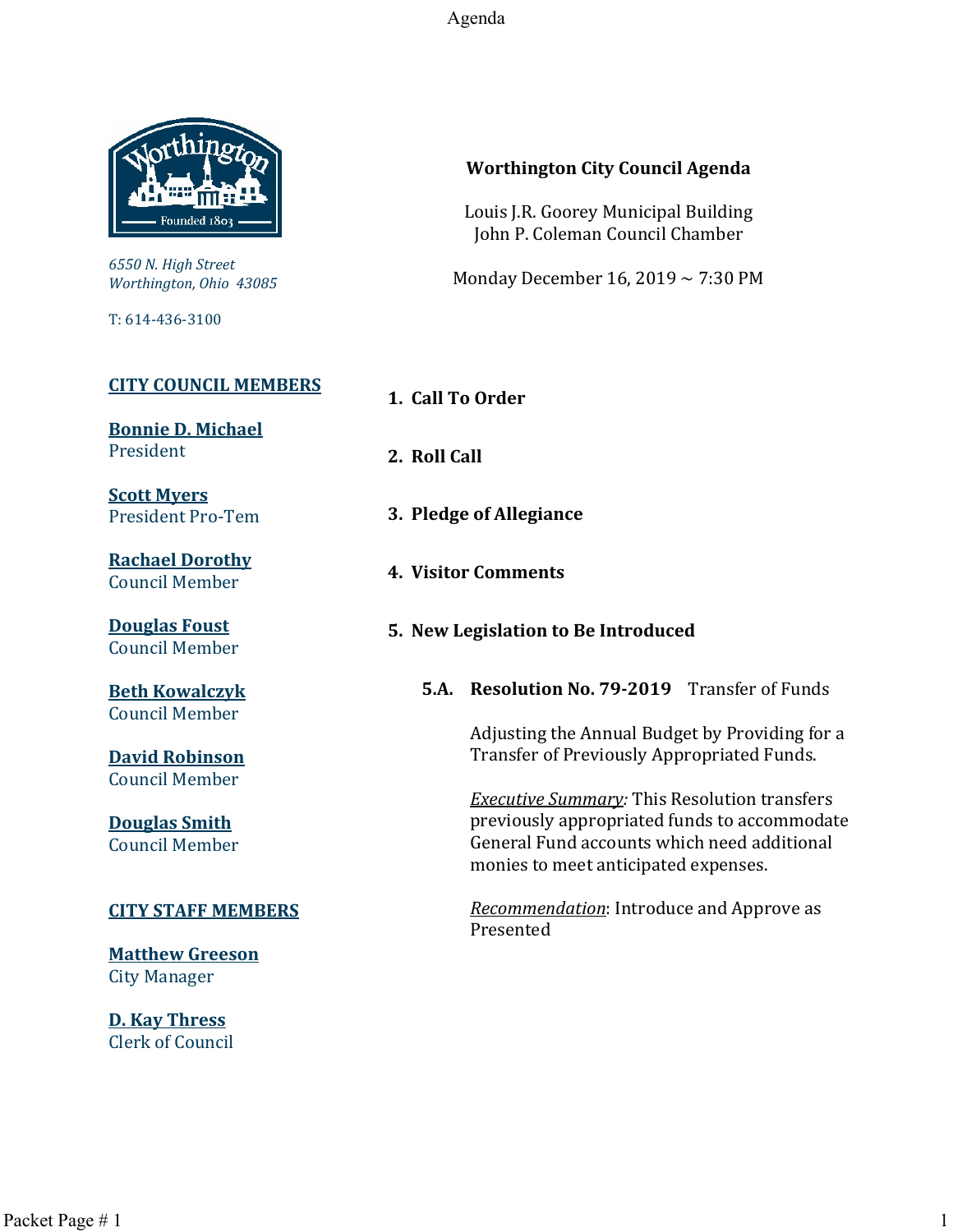# Worthington City Council Agenda

Louis J.R. Goorey Municipal Building
John P. Coleman Council Chamber

Monday December 16, 2019 ~ 7:30 PM

*6550 N. High Street*
*Worthington, Ohio 43085*

T: 614-436-3100

## CITY COUNCIL MEMBERS

**Bonnie D. Michael**
President

**Scott Myers**
President Pro-Tem

**Rachael Dorothy**
Council Member

**Douglas Foust**
Council Member

**Beth Kowalczyk**
Council Member

**David Robinson**
Council Member

**Douglas Smith**
Council Member

## CITY STAFF MEMBERS

**Matthew Greeson**
City Manager

**D. Kay Thress**
Clerk of Council

**1. Call To Order**

**2. Roll Call**

**3. Pledge of Allegiance**

**4. Visitor Comments**

**5. New Legislation to Be Introduced**

**5.A. Resolution No. 79-2019** Transfer of Funds

Adjusting the Annual Budget by Providing for a Transfer of Previously Appropriated Funds.

*Executive Summary:* This Resolution transfers previously appropriated funds to accommodate General Fund accounts which need additional monies to meet anticipated expenses.

*Recommendation*: Introduce and Approve as Presented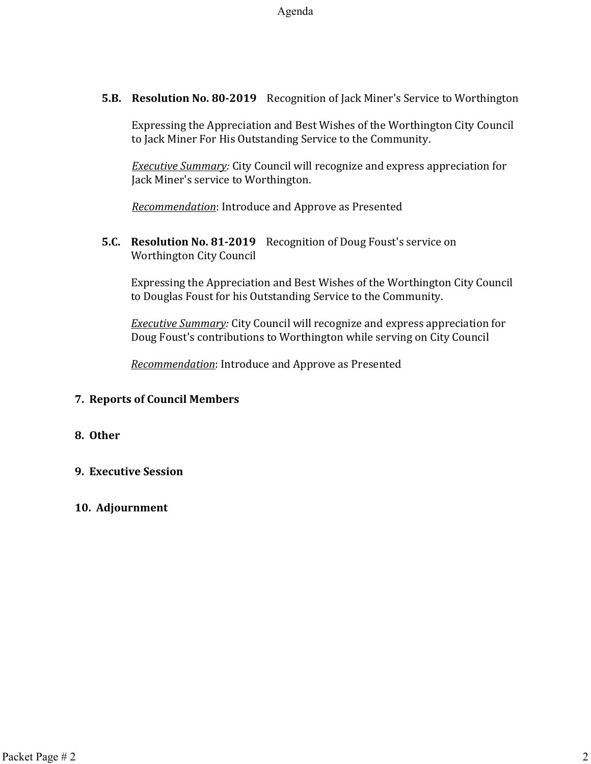**5.B. Resolution No. 80-2019** Recognition of Jack Miner's Service to Worthington

Expressing the Appreciation and Best Wishes of the Worthington City Council to Jack Miner For His Outstanding Service to the Community.

*Executive Summary:* City Council will recognize and express appreciation for Jack Miner's service to Worthington.

*Recommendation*: Introduce and Approve as Presented

**5.C. Resolution No. 81-2019** Recognition of Doug Foust's service on Worthington City Council

Expressing the Appreciation and Best Wishes of the Worthington City Council to Douglas Foust for his Outstanding Service to the Community.

*Executive Summary:* City Council will recognize and express appreciation for Doug Foust's contributions to Worthington while serving on City Council

*Recommendation*: Introduce and Approve as Presented

**7. Reports of Council Members**

**8. Other**

**9. Executive Session**

**10. Adjournment**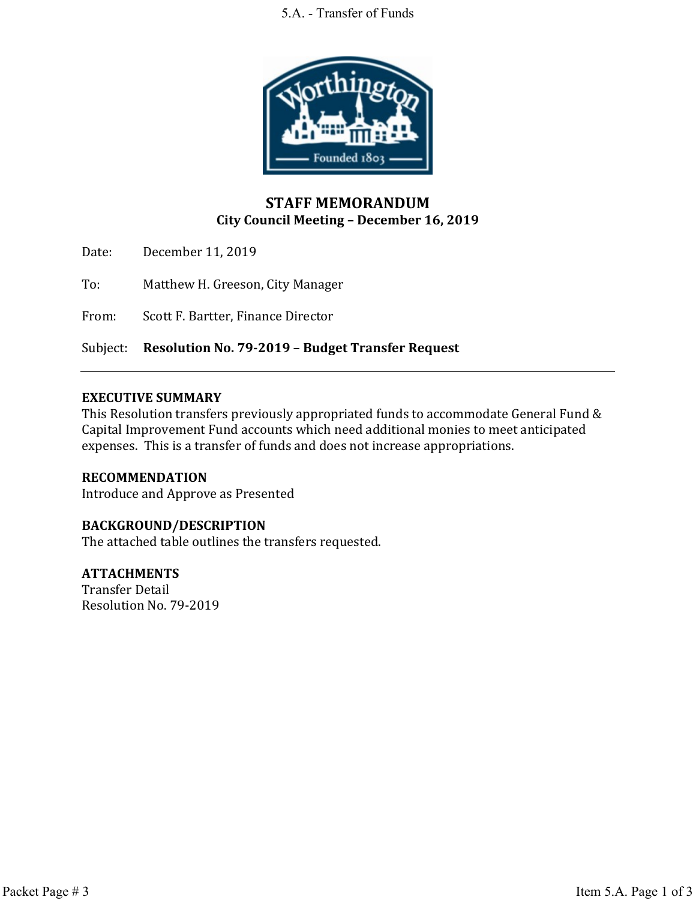# STAFF MEMORANDUM
## City Council Meeting – December 16, 2019

Date: December 11, 2019

To: Matthew H. Greeson, City Manager

From: Scott F. Bartter, Finance Director

Subject: **Resolution No. 79-2019 – Budget Transfer Request**

---

**EXECUTIVE SUMMARY**
This Resolution transfers previously appropriated funds to accommodate General Fund & Capital Improvement Fund accounts which need additional monies to meet anticipated expenses. This is a transfer of funds and does not increase appropriations.

**RECOMMENDATION**
Introduce and Approve as Presented

**BACKGROUND/DESCRIPTION**
The attached table outlines the transfers requested.

**ATTACHMENTS**
Transfer Detail
Resolution No. 79-2019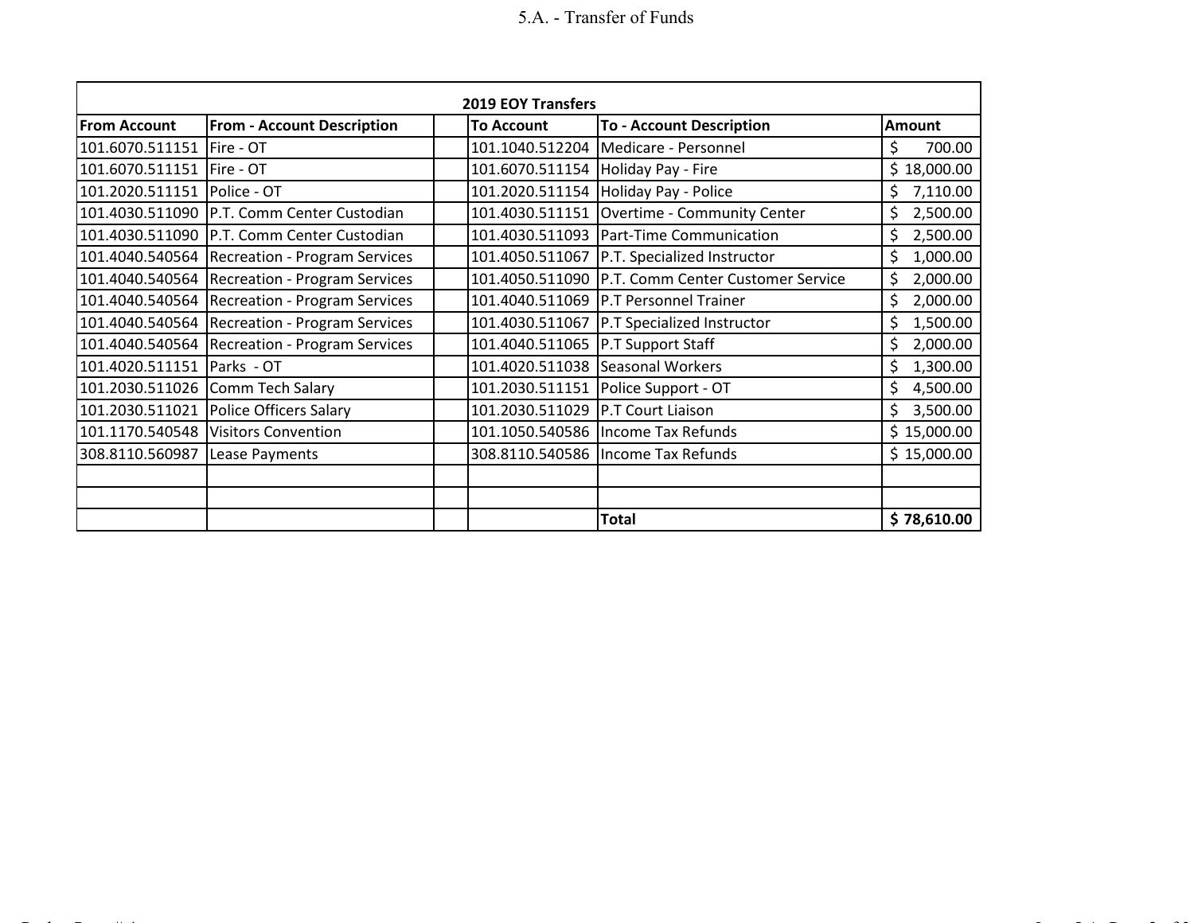5.A. - Transfer of Funds

| 2019 EOY Transfers | | | | | |
|---|---|---|---|---|---|
| **From Account** | **From - Account Description** | | **To Account** | **To - Account Description** | **Amount** |
| 101.6070.511151 | Fire - OT | | 101.1040.512204 | Medicare - Personnel | $ 700.00 |
| 101.6070.511151 | Fire - OT | | 101.6070.511154 | Holiday Pay - Fire | $ 18,000.00 |
| 101.2020.511151 | Police - OT | | 101.2020.511154 | Holiday Pay - Police | $ 7,110.00 |
| 101.4030.511090 | P.T. Comm Center Custodian | | 101.4030.511151 | Overtime - Community Center | $ 2,500.00 |
| 101.4030.511090 | P.T. Comm Center Custodian | | 101.4030.511093 | Part-Time Communication | $ 2,500.00 |
| 101.4040.540564 | Recreation - Program Services | | 101.4050.511067 | P.T. Specialized Instructor | $ 1,000.00 |
| 101.4040.540564 | Recreation - Program Services | | 101.4050.511090 | P.T. Comm Center Customer Service | $ 2,000.00 |
| 101.4040.540564 | Recreation - Program Services | | 101.4040.511069 | P.T Personnel Trainer | $ 2,000.00 |
| 101.4040.540564 | Recreation - Program Services | | 101.4030.511067 | P.T Specialized Instructor | $ 1,500.00 |
| 101.4040.540564 | Recreation - Program Services | | 101.4040.511065 | P.T Support Staff | $ 2,000.00 |
| 101.4020.511151 | Parks - OT | | 101.4020.511038 | Seasonal Workers | $ 1,300.00 |
| 101.2030.511026 | Comm Tech Salary | | 101.2030.511151 | Police Support - OT | $ 4,500.00 |
| 101.2030.511021 | Police Officers Salary | | 101.2030.511029 | P.T Court Liaison | $ 3,500.00 |
| 101.1170.540548 | Visitors Convention | | 101.1050.540586 | Income Tax Refunds | $ 15,000.00 |
| 308.8110.560987 | Lease Payments | | 308.8110.540586 | Income Tax Refunds | $ 15,000.00 |
| | | | | | |
| | | | | | |
| | | | | **Total** | **$ 78,610.00** |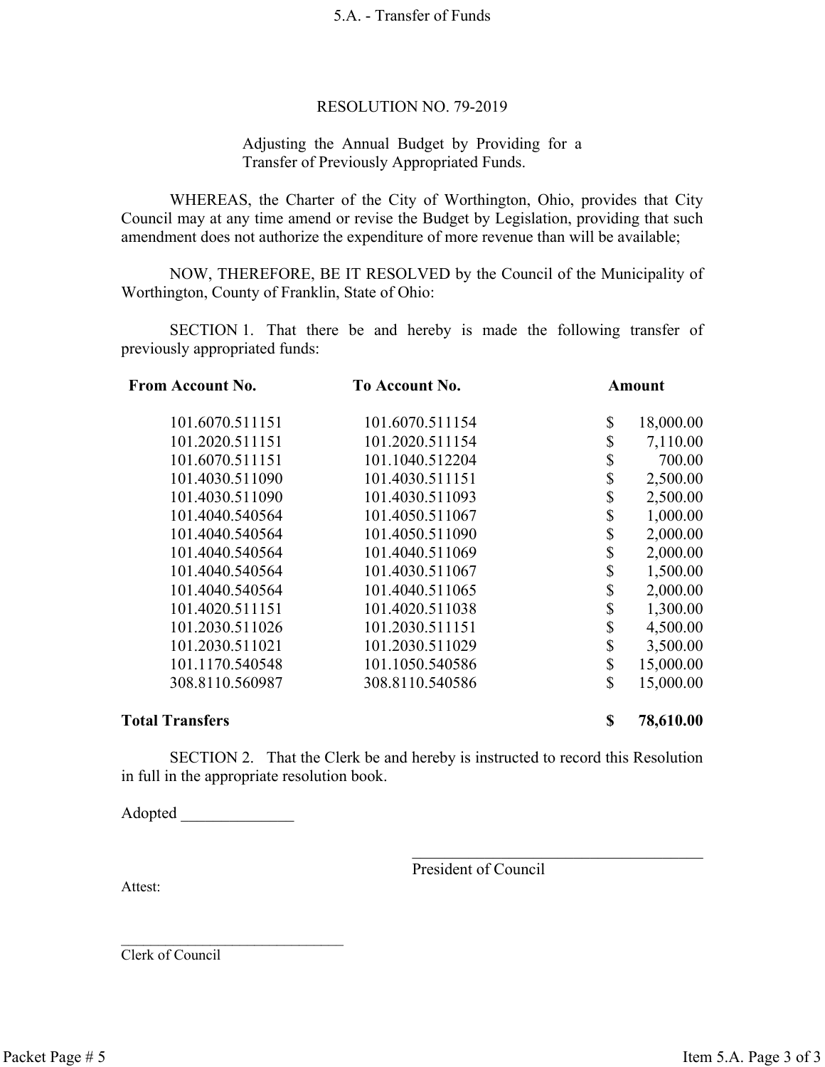RESOLUTION NO. 79-2019

Adjusting the Annual Budget by Providing for a Transfer of Previously Appropriated Funds.

WHEREAS, the Charter of the City of Worthington, Ohio, provides that City Council may at any time amend or revise the Budget by Legislation, providing that such amendment does not authorize the expenditure of more revenue than will be available;

NOW, THEREFORE, BE IT RESOLVED by the Council of the Municipality of Worthington, County of Franklin, State of Ohio:

SECTION 1. That there be and hereby is made the following transfer of previously appropriated funds:

| From Account No. | To Account No. | Amount |
|---|---|---|
| 101.6070.511151 | 101.6070.511154 | $ 18,000.00 |
| 101.2020.511151 | 101.2020.511154 | $ 7,110.00 |
| 101.6070.511151 | 101.1040.512204 | $ 700.00 |
| 101.4030.511090 | 101.4030.511151 | $ 2,500.00 |
| 101.4030.511090 | 101.4030.511093 | $ 2,500.00 |
| 101.4040.540564 | 101.4050.511067 | $ 1,000.00 |
| 101.4040.540564 | 101.4050.511090 | $ 2,000.00 |
| 101.4040.540564 | 101.4040.511069 | $ 2,000.00 |
| 101.4040.540564 | 101.4030.511067 | $ 1,500.00 |
| 101.4040.540564 | 101.4040.511065 | $ 2,000.00 |
| 101.4020.511151 | 101.4020.511038 | $ 1,300.00 |
| 101.2030.511026 | 101.2030.511151 | $ 4,500.00 |
| 101.2030.511021 | 101.2030.511029 | $ 3,500.00 |
| 101.1170.540548 | 101.1050.540586 | $ 15,000.00 |
| 308.8110.560987 | 308.8110.540586 | $ 15,000.00 |
| **Total Transfers** | | **$ 78,610.00** |

SECTION 2. That the Clerk be and hereby is instructed to record this Resolution in full in the appropriate resolution book.

Adopted ______________

_____________________________________
President of Council

Attest:

_____________________________
Clerk of Council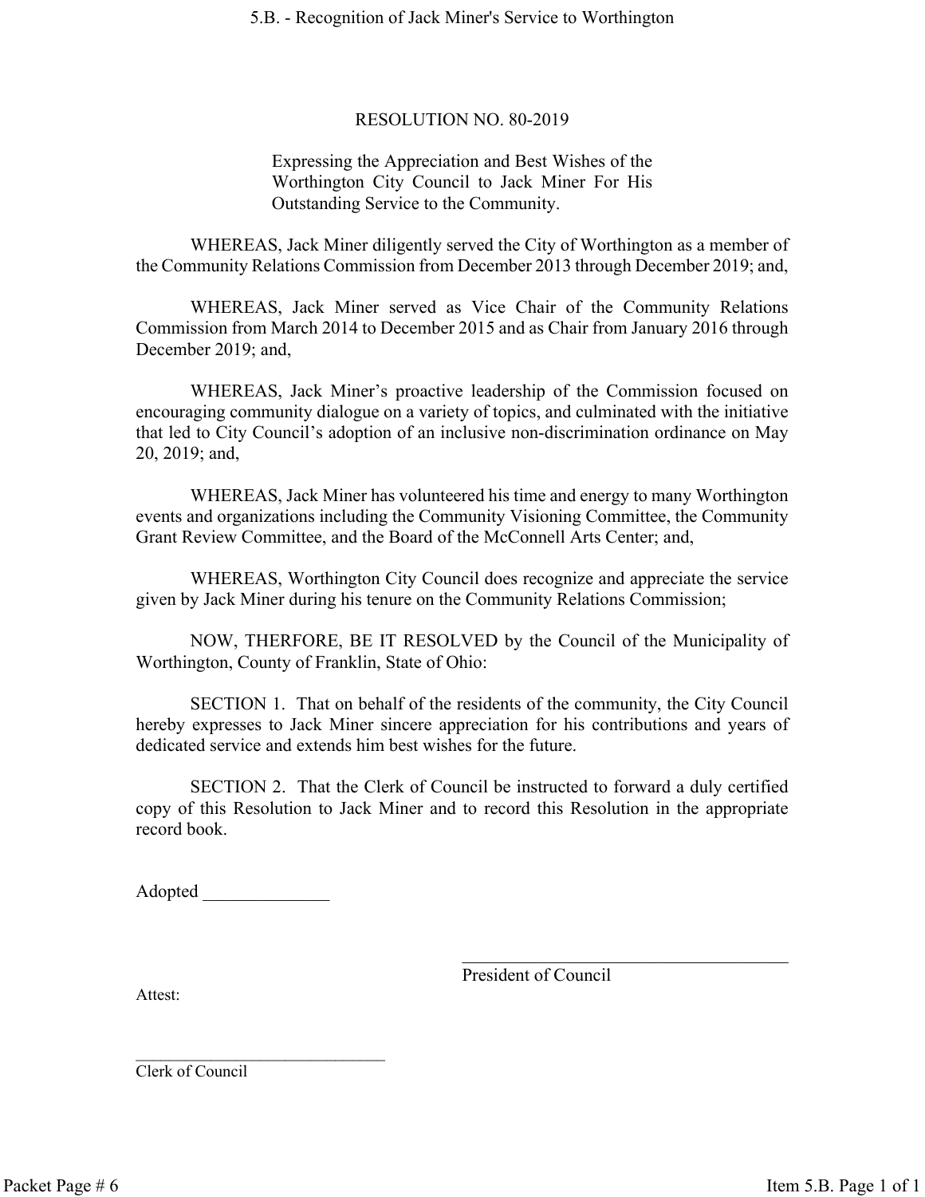# RESOLUTION NO. 80-2019

Expressing the Appreciation and Best Wishes of the Worthington City Council to Jack Miner For His Outstanding Service to the Community.

WHEREAS, Jack Miner diligently served the City of Worthington as a member of the Community Relations Commission from December 2013 through December 2019; and,

WHEREAS, Jack Miner served as Vice Chair of the Community Relations Commission from March 2014 to December 2015 and as Chair from January 2016 through December 2019; and,

WHEREAS, Jack Miner's proactive leadership of the Commission focused on encouraging community dialogue on a variety of topics, and culminated with the initiative that led to City Council's adoption of an inclusive non-discrimination ordinance on May 20, 2019; and,

WHEREAS, Jack Miner has volunteered his time and energy to many Worthington events and organizations including the Community Visioning Committee, the Community Grant Review Committee, and the Board of the McConnell Arts Center; and,

WHEREAS, Worthington City Council does recognize and appreciate the service given by Jack Miner during his tenure on the Community Relations Commission;

NOW, THERFORE, BE IT RESOLVED by the Council of the Municipality of Worthington, County of Franklin, State of Ohio:

SECTION 1. That on behalf of the residents of the community, the City Council hereby expresses to Jack Miner sincere appreciation for his contributions and years of dedicated service and extends him best wishes for the future.

SECTION 2. That the Clerk of Council be instructed to forward a duly certified copy of this Resolution to Jack Miner and to record this Resolution in the appropriate record book.

Adopted ______________

_____________________________________
President of Council

Attest:

_____________________________
Clerk of Council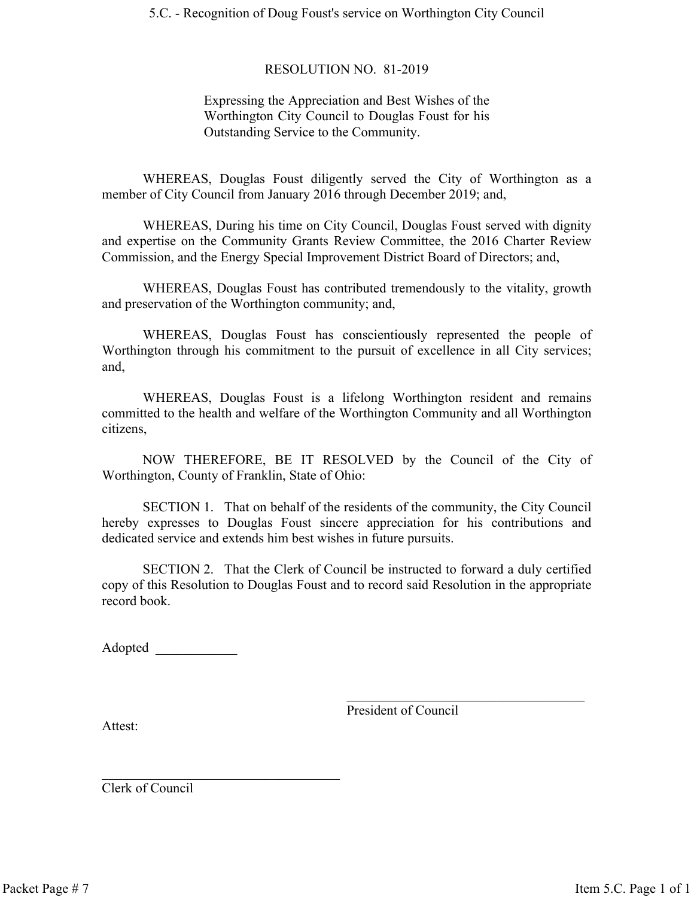# RESOLUTION NO. 81-2019

Expressing the Appreciation and Best Wishes of the Worthington City Council to Douglas Foust for his Outstanding Service to the Community.

WHEREAS, Douglas Foust diligently served the City of Worthington as a member of City Council from January 2016 through December 2019; and,

WHEREAS, During his time on City Council, Douglas Foust served with dignity and expertise on the Community Grants Review Committee, the 2016 Charter Review Commission, and the Energy Special Improvement District Board of Directors; and,

WHEREAS, Douglas Foust has contributed tremendously to the vitality, growth and preservation of the Worthington community; and,

WHEREAS, Douglas Foust has conscientiously represented the people of Worthington through his commitment to the pursuit of excellence in all City services; and,

WHEREAS, Douglas Foust is a lifelong Worthington resident and remains committed to the health and welfare of the Worthington Community and all Worthington citizens,

NOW THEREFORE, BE IT RESOLVED by the Council of the City of Worthington, County of Franklin, State of Ohio:

SECTION 1. That on behalf of the residents of the community, the City Council hereby expresses to Douglas Foust sincere appreciation for his contributions and dedicated service and extends him best wishes in future pursuits.

SECTION 2. That the Clerk of Council be instructed to forward a duly certified copy of this Resolution to Douglas Foust and to record said Resolution in the appropriate record book.

Adopted ____________

____________________________________
President of Council

Attest:

____________________________________
Clerk of Council